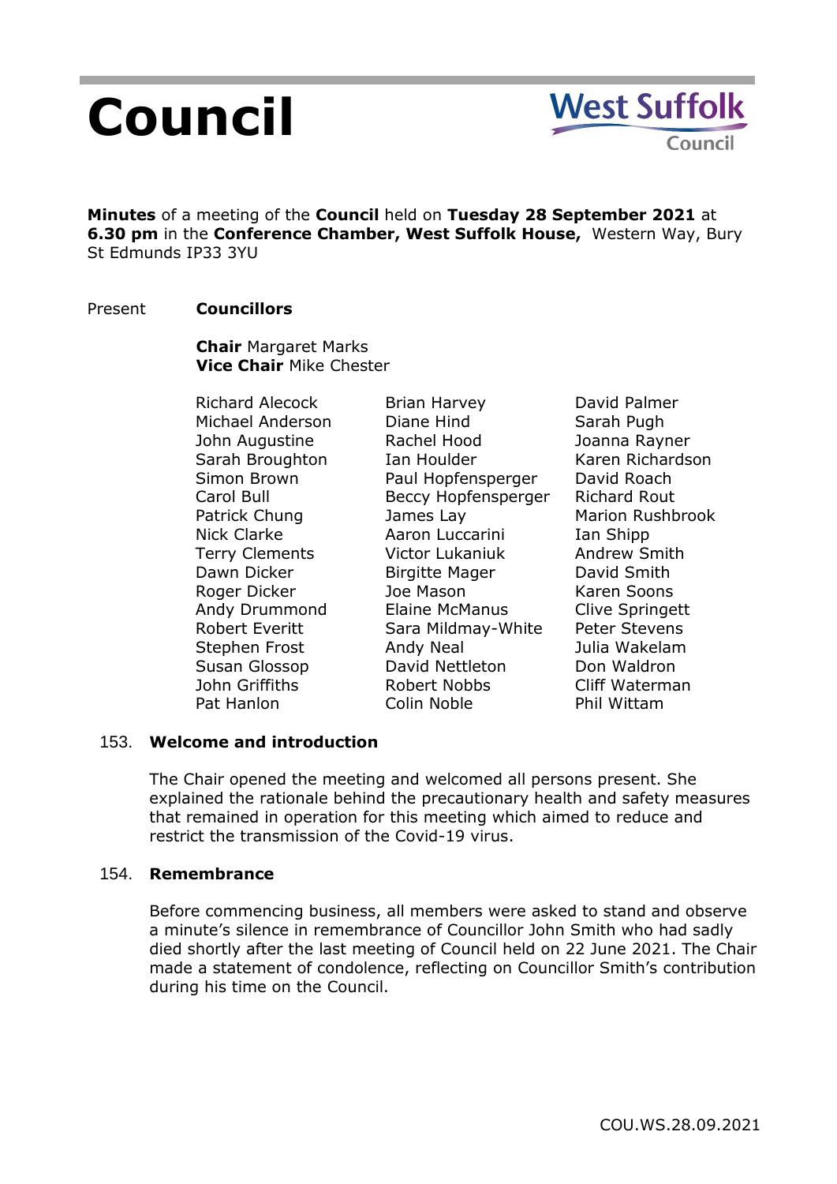# Council

**West Suffolk Council**

**Minutes** of a meeting of the **Council** held on **Tuesday 28 September 2021** at **6.30 pm** in the **Conference Chamber, West Suffolk House,** Western Way, Bury St Edmunds IP33 3YU

Present **Councillors**

**Chair** Margaret Marks
**Vice Chair** Mike Chester

| | | |
|---|---|---|
| Richard Alecock | Brian Harvey | David Palmer |
| Michael Anderson | Diane Hind | Sarah Pugh |
| John Augustine | Rachel Hood | Joanna Rayner |
| Sarah Broughton | Ian Houlder | Karen Richardson |
| Simon Brown | Paul Hopfensperger | David Roach |
| Carol Bull | Beccy Hopfensperger | Richard Rout |
| Patrick Chung | James Lay | Marion Rushbrook |
| Nick Clarke | Aaron Luccarini | Ian Shipp |
| Terry Clements | Victor Lukaniuk | Andrew Smith |
| Dawn Dicker | Birgitte Mager | David Smith |
| Roger Dicker | Joe Mason | Karen Soons |
| Andy Drummond | Elaine McManus | Clive Springett |
| Robert Everitt | Sara Mildmay-White | Peter Stevens |
| Stephen Frost | Andy Neal | Julia Wakelam |
| Susan Glossop | David Nettleton | Don Waldron |
| John Griffiths | Robert Nobbs | Cliff Waterman |
| Pat Hanlon | Colin Noble | Phil Wittam |

## 153. Welcome and introduction

The Chair opened the meeting and welcomed all persons present. She explained the rationale behind the precautionary health and safety measures that remained in operation for this meeting which aimed to reduce and restrict the transmission of the Covid-19 virus.

## 154. Remembrance

Before commencing business, all members were asked to stand and observe a minute's silence in remembrance of Councillor John Smith who had sadly died shortly after the last meeting of Council held on 22 June 2021. The Chair made a statement of condolence, reflecting on Councillor Smith's contribution during his time on the Council.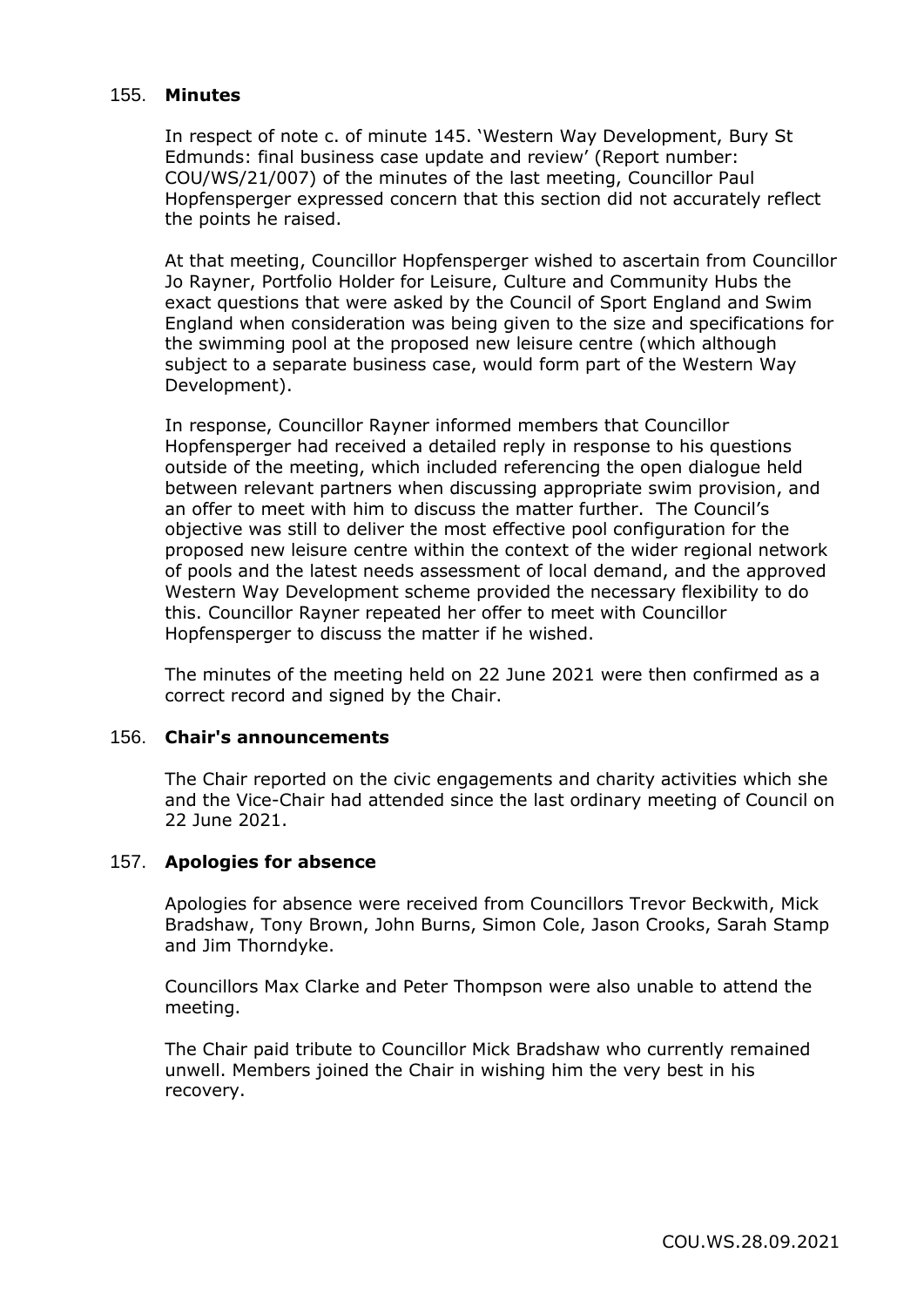## 155. **Minutes**

In respect of note c. of minute 145. 'Western Way Development, Bury St Edmunds: final business case update and review' (Report number: COU/WS/21/007) of the minutes of the last meeting, Councillor Paul Hopfensperger expressed concern that this section did not accurately reflect the points he raised.

At that meeting, Councillor Hopfensperger wished to ascertain from Councillor Jo Rayner, Portfolio Holder for Leisure, Culture and Community Hubs the exact questions that were asked by the Council of Sport England and Swim England when consideration was being given to the size and specifications for the swimming pool at the proposed new leisure centre (which although subject to a separate business case, would form part of the Western Way Development).

In response, Councillor Rayner informed members that Councillor Hopfensperger had received a detailed reply in response to his questions outside of the meeting, which included referencing the open dialogue held between relevant partners when discussing appropriate swim provision, and an offer to meet with him to discuss the matter further. The Council's objective was still to deliver the most effective pool configuration for the proposed new leisure centre within the context of the wider regional network of pools and the latest needs assessment of local demand, and the approved Western Way Development scheme provided the necessary flexibility to do this. Councillor Rayner repeated her offer to meet with Councillor Hopfensperger to discuss the matter if he wished.

The minutes of the meeting held on 22 June 2021 were then confirmed as a correct record and signed by the Chair.

## 156. **Chair's announcements**

The Chair reported on the civic engagements and charity activities which she and the Vice-Chair had attended since the last ordinary meeting of Council on 22 June 2021.

## 157. **Apologies for absence**

Apologies for absence were received from Councillors Trevor Beckwith, Mick Bradshaw, Tony Brown, John Burns, Simon Cole, Jason Crooks, Sarah Stamp and Jim Thorndyke.

Councillors Max Clarke and Peter Thompson were also unable to attend the meeting.

The Chair paid tribute to Councillor Mick Bradshaw who currently remained unwell. Members joined the Chair in wishing him the very best in his recovery.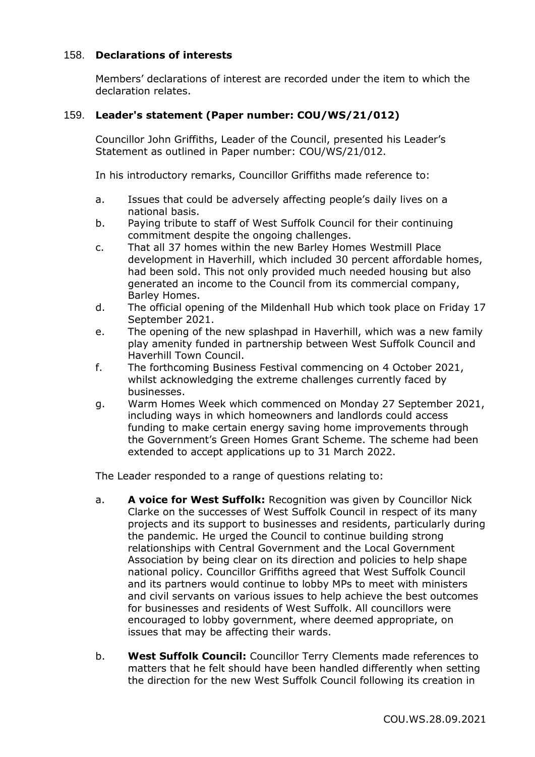## 158. Declarations of interests

Members' declarations of interest are recorded under the item to which the declaration relates.

## 159. Leader's statement (Paper number: COU/WS/21/012)

Councillor John Griffiths, Leader of the Council, presented his Leader's Statement as outlined in Paper number: COU/WS/21/012.

In his introductory remarks, Councillor Griffiths made reference to:

a. Issues that could be adversely affecting people's daily lives on a national basis.
b. Paying tribute to staff of West Suffolk Council for their continuing commitment despite the ongoing challenges.
c. That all 37 homes within the new Barley Homes Westmill Place development in Haverhill, which included 30 percent affordable homes, had been sold. This not only provided much needed housing but also generated an income to the Council from its commercial company, Barley Homes.
d. The official opening of the Mildenhall Hub which took place on Friday 17 September 2021.
e. The opening of the new splashpad in Haverhill, which was a new family play amenity funded in partnership between West Suffolk Council and Haverhill Town Council.
f. The forthcoming Business Festival commencing on 4 October 2021, whilst acknowledging the extreme challenges currently faced by businesses.
g. Warm Homes Week which commenced on Monday 27 September 2021, including ways in which homeowners and landlords could access funding to make certain energy saving home improvements through the Government's Green Homes Grant Scheme. The scheme had been extended to accept applications up to 31 March 2022.

The Leader responded to a range of questions relating to:

a. **A voice for West Suffolk:** Recognition was given by Councillor Nick Clarke on the successes of West Suffolk Council in respect of its many projects and its support to businesses and residents, particularly during the pandemic. He urged the Council to continue building strong relationships with Central Government and the Local Government Association by being clear on its direction and policies to help shape national policy. Councillor Griffiths agreed that West Suffolk Council and its partners would continue to lobby MPs to meet with ministers and civil servants on various issues to help achieve the best outcomes for businesses and residents of West Suffolk. All councillors were encouraged to lobby government, where deemed appropriate, on issues that may be affecting their wards.

b. **West Suffolk Council:** Councillor Terry Clements made references to matters that he felt should have been handled differently when setting the direction for the new West Suffolk Council following its creation in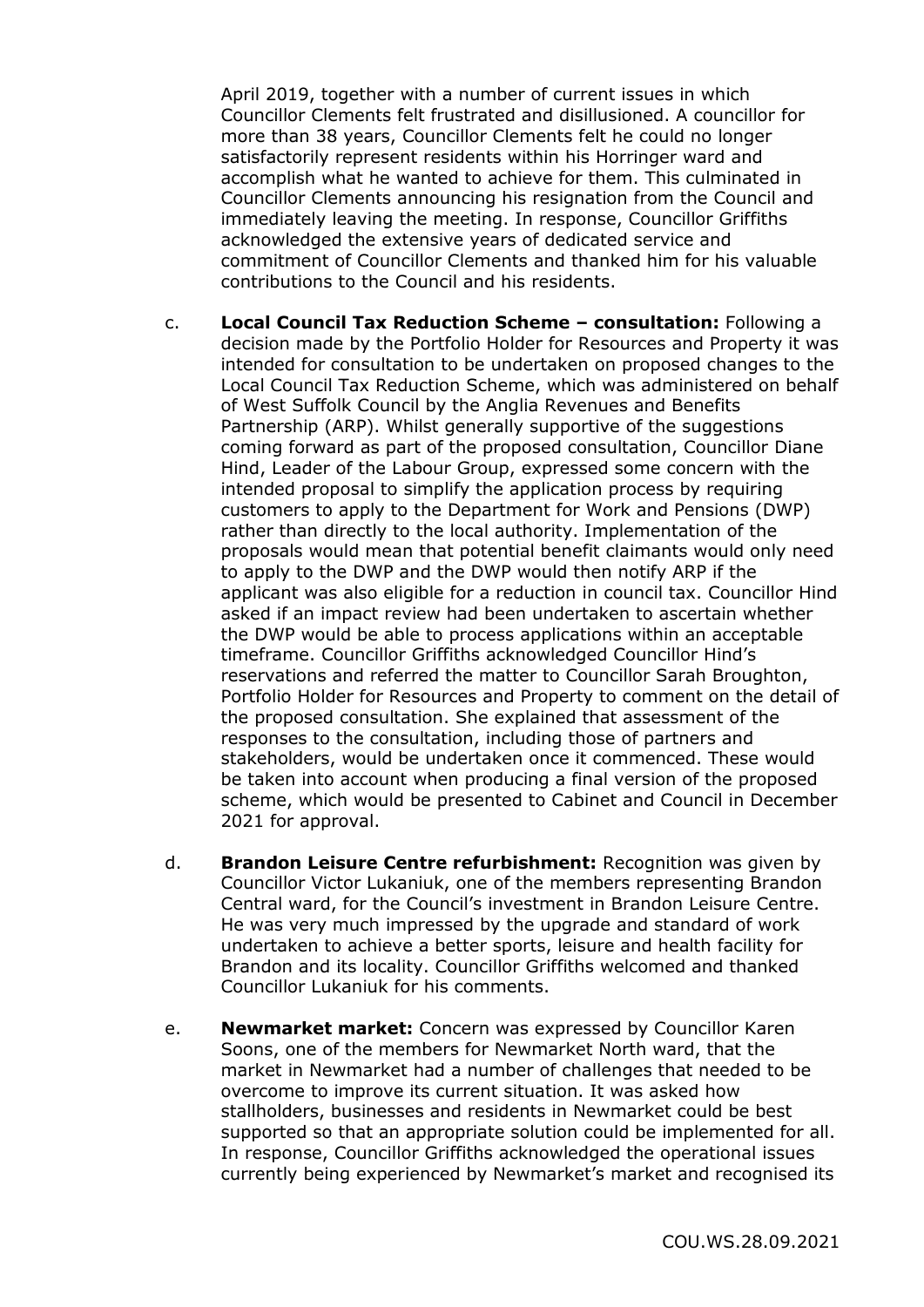April 2019, together with a number of current issues in which Councillor Clements felt frustrated and disillusioned. A councillor for more than 38 years, Councillor Clements felt he could no longer satisfactorily represent residents within his Horringer ward and accomplish what he wanted to achieve for them. This culminated in Councillor Clements announcing his resignation from the Council and immediately leaving the meeting. In response, Councillor Griffiths acknowledged the extensive years of dedicated service and commitment of Councillor Clements and thanked him for his valuable contributions to the Council and his residents.

c. **Local Council Tax Reduction Scheme – consultation:** Following a decision made by the Portfolio Holder for Resources and Property it was intended for consultation to be undertaken on proposed changes to the Local Council Tax Reduction Scheme, which was administered on behalf of West Suffolk Council by the Anglia Revenues and Benefits Partnership (ARP). Whilst generally supportive of the suggestions coming forward as part of the proposed consultation, Councillor Diane Hind, Leader of the Labour Group, expressed some concern with the intended proposal to simplify the application process by requiring customers to apply to the Department for Work and Pensions (DWP) rather than directly to the local authority. Implementation of the proposals would mean that potential benefit claimants would only need to apply to the DWP and the DWP would then notify ARP if the applicant was also eligible for a reduction in council tax. Councillor Hind asked if an impact review had been undertaken to ascertain whether the DWP would be able to process applications within an acceptable timeframe. Councillor Griffiths acknowledged Councillor Hind's reservations and referred the matter to Councillor Sarah Broughton, Portfolio Holder for Resources and Property to comment on the detail of the proposed consultation. She explained that assessment of the responses to the consultation, including those of partners and stakeholders, would be undertaken once it commenced. These would be taken into account when producing a final version of the proposed scheme, which would be presented to Cabinet and Council in December 2021 for approval.

d. **Brandon Leisure Centre refurbishment:** Recognition was given by Councillor Victor Lukaniuk, one of the members representing Brandon Central ward, for the Council's investment in Brandon Leisure Centre. He was very much impressed by the upgrade and standard of work undertaken to achieve a better sports, leisure and health facility for Brandon and its locality. Councillor Griffiths welcomed and thanked Councillor Lukaniuk for his comments.

e. **Newmarket market:** Concern was expressed by Councillor Karen Soons, one of the members for Newmarket North ward, that the market in Newmarket had a number of challenges that needed to be overcome to improve its current situation. It was asked how stallholders, businesses and residents in Newmarket could be best supported so that an appropriate solution could be implemented for all. In response, Councillor Griffiths acknowledged the operational issues currently being experienced by Newmarket's market and recognised its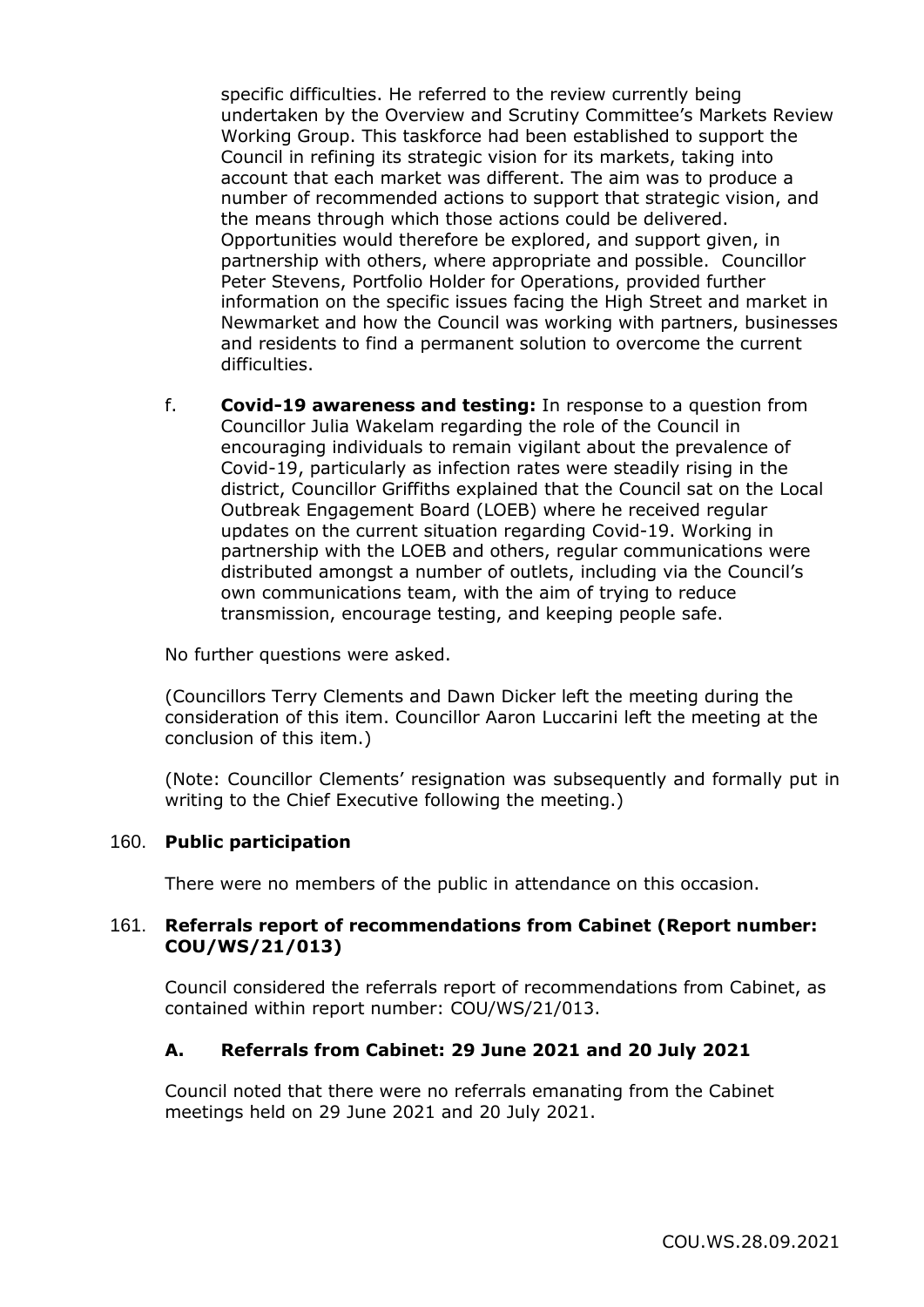specific difficulties. He referred to the review currently being undertaken by the Overview and Scrutiny Committee's Markets Review Working Group. This taskforce had been established to support the Council in refining its strategic vision for its markets, taking into account that each market was different. The aim was to produce a number of recommended actions to support that strategic vision, and the means through which those actions could be delivered. Opportunities would therefore be explored, and support given, in partnership with others, where appropriate and possible. Councillor Peter Stevens, Portfolio Holder for Operations, provided further information on the specific issues facing the High Street and market in Newmarket and how the Council was working with partners, businesses and residents to find a permanent solution to overcome the current difficulties.

f. **Covid-19 awareness and testing:** In response to a question from Councillor Julia Wakelam regarding the role of the Council in encouraging individuals to remain vigilant about the prevalence of Covid-19, particularly as infection rates were steadily rising in the district, Councillor Griffiths explained that the Council sat on the Local Outbreak Engagement Board (LOEB) where he received regular updates on the current situation regarding Covid-19. Working in partnership with the LOEB and others, regular communications were distributed amongst a number of outlets, including via the Council's own communications team, with the aim of trying to reduce transmission, encourage testing, and keeping people safe.

No further questions were asked.

(Councillors Terry Clements and Dawn Dicker left the meeting during the consideration of this item. Councillor Aaron Luccarini left the meeting at the conclusion of this item.)

(Note: Councillor Clements' resignation was subsequently and formally put in writing to the Chief Executive following the meeting.)

## 160. Public participation

There were no members of the public in attendance on this occasion.

## 161. Referrals report of recommendations from Cabinet (Report number: COU/WS/21/013)

Council considered the referrals report of recommendations from Cabinet, as contained within report number: COU/WS/21/013.

### A. Referrals from Cabinet: 29 June 2021 and 20 July 2021

Council noted that there were no referrals emanating from the Cabinet meetings held on 29 June 2021 and 20 July 2021.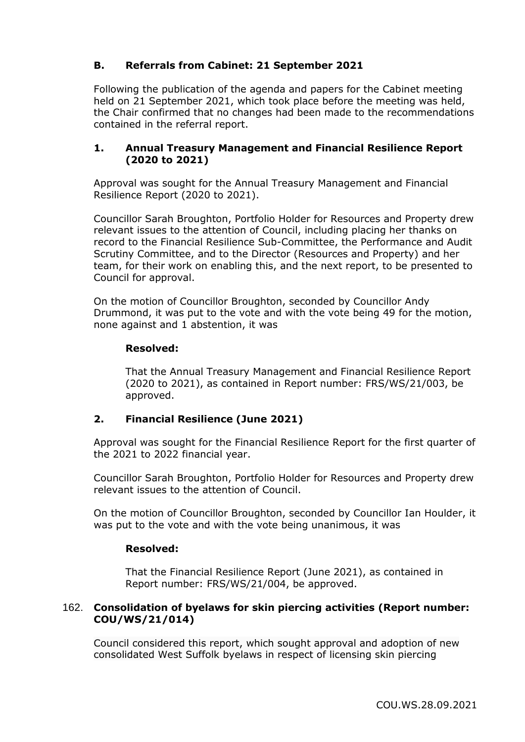## B. Referrals from Cabinet: 21 September 2021

Following the publication of the agenda and papers for the Cabinet meeting held on 21 September 2021, which took place before the meeting was held, the Chair confirmed that no changes had been made to the recommendations contained in the referral report.

### 1. Annual Treasury Management and Financial Resilience Report (2020 to 2021)

Approval was sought for the Annual Treasury Management and Financial Resilience Report (2020 to 2021).

Councillor Sarah Broughton, Portfolio Holder for Resources and Property drew relevant issues to the attention of Council, including placing her thanks on record to the Financial Resilience Sub-Committee, the Performance and Audit Scrutiny Committee, and to the Director (Resources and Property) and her team, for their work on enabling this, and the next report, to be presented to Council for approval.

On the motion of Councillor Broughton, seconded by Councillor Andy Drummond, it was put to the vote and with the vote being 49 for the motion, none against and 1 abstention, it was

**Resolved:**

That the Annual Treasury Management and Financial Resilience Report (2020 to 2021), as contained in Report number: FRS/WS/21/003, be approved.

### 2. Financial Resilience (June 2021)

Approval was sought for the Financial Resilience Report for the first quarter of the 2021 to 2022 financial year.

Councillor Sarah Broughton, Portfolio Holder for Resources and Property drew relevant issues to the attention of Council.

On the motion of Councillor Broughton, seconded by Councillor Ian Houlder, it was put to the vote and with the vote being unanimous, it was

**Resolved:**

That the Financial Resilience Report (June 2021), as contained in Report number: FRS/WS/21/004, be approved.

## 162. Consolidation of byelaws for skin piercing activities (Report number: COU/WS/21/014)

Council considered this report, which sought approval and adoption of new consolidated West Suffolk byelaws in respect of licensing skin piercing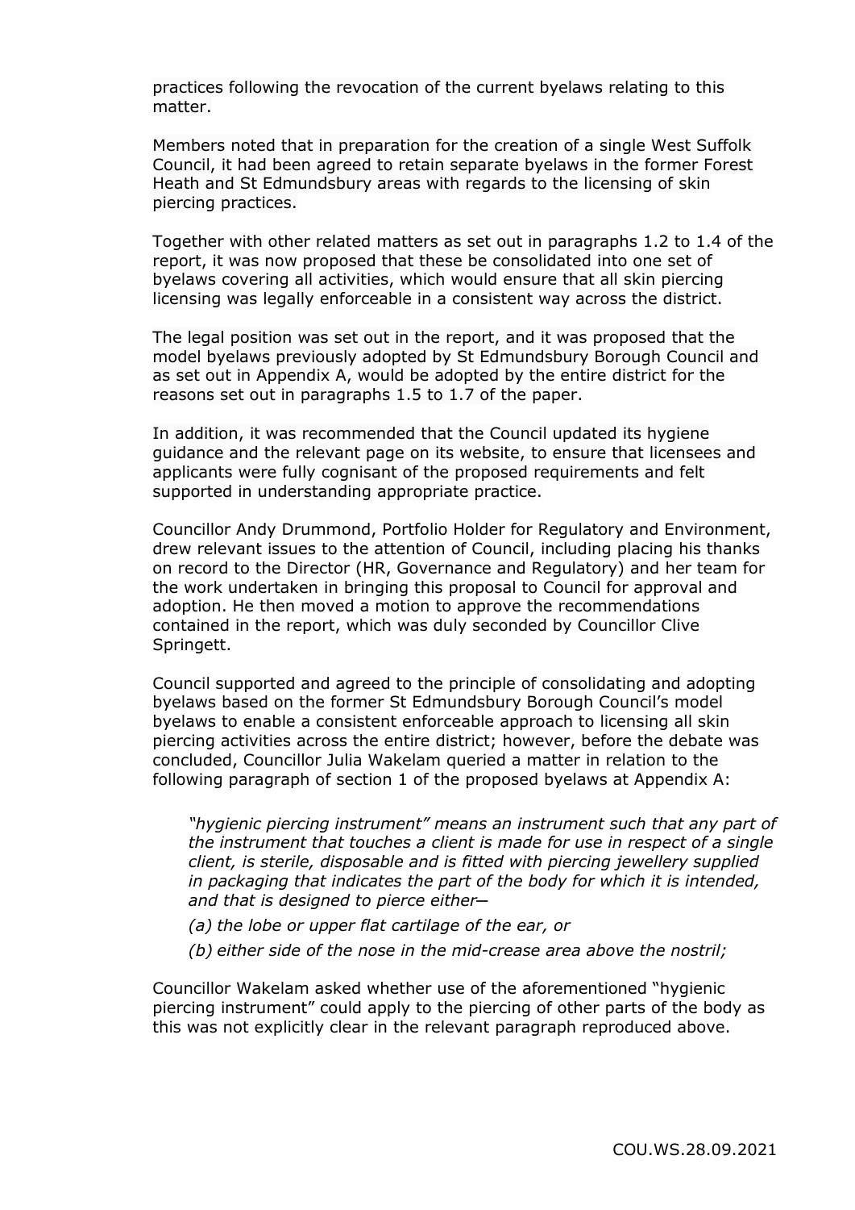practices following the revocation of the current byelaws relating to this matter.

Members noted that in preparation for the creation of a single West Suffolk Council, it had been agreed to retain separate byelaws in the former Forest Heath and St Edmundsbury areas with regards to the licensing of skin piercing practices.

Together with other related matters as set out in paragraphs 1.2 to 1.4 of the report, it was now proposed that these be consolidated into one set of byelaws covering all activities, which would ensure that all skin piercing licensing was legally enforceable in a consistent way across the district.

The legal position was set out in the report, and it was proposed that the model byelaws previously adopted by St Edmundsbury Borough Council and as set out in Appendix A, would be adopted by the entire district for the reasons set out in paragraphs 1.5 to 1.7 of the paper.

In addition, it was recommended that the Council updated its hygiene guidance and the relevant page on its website, to ensure that licensees and applicants were fully cognisant of the proposed requirements and felt supported in understanding appropriate practice.

Councillor Andy Drummond, Portfolio Holder for Regulatory and Environment, drew relevant issues to the attention of Council, including placing his thanks on record to the Director (HR, Governance and Regulatory) and her team for the work undertaken in bringing this proposal to Council for approval and adoption. He then moved a motion to approve the recommendations contained in the report, which was duly seconded by Councillor Clive Springett.

Council supported and agreed to the principle of consolidating and adopting byelaws based on the former St Edmundsbury Borough Council's model byelaws to enable a consistent enforceable approach to licensing all skin piercing activities across the entire district; however, before the debate was concluded, Councillor Julia Wakelam queried a matter in relation to the following paragraph of section 1 of the proposed byelaws at Appendix A:

> *"hygienic piercing instrument" means an instrument such that any part of the instrument that touches a client is made for use in respect of a single client, is sterile, disposable and is fitted with piercing jewellery supplied in packaging that indicates the part of the body for which it is intended, and that is designed to pierce either—*
>
> *(a) the lobe or upper flat cartilage of the ear, or*
>
> *(b) either side of the nose in the mid-crease area above the nostril;*

Councillor Wakelam asked whether use of the aforementioned "hygienic piercing instrument" could apply to the piercing of other parts of the body as this was not explicitly clear in the relevant paragraph reproduced above.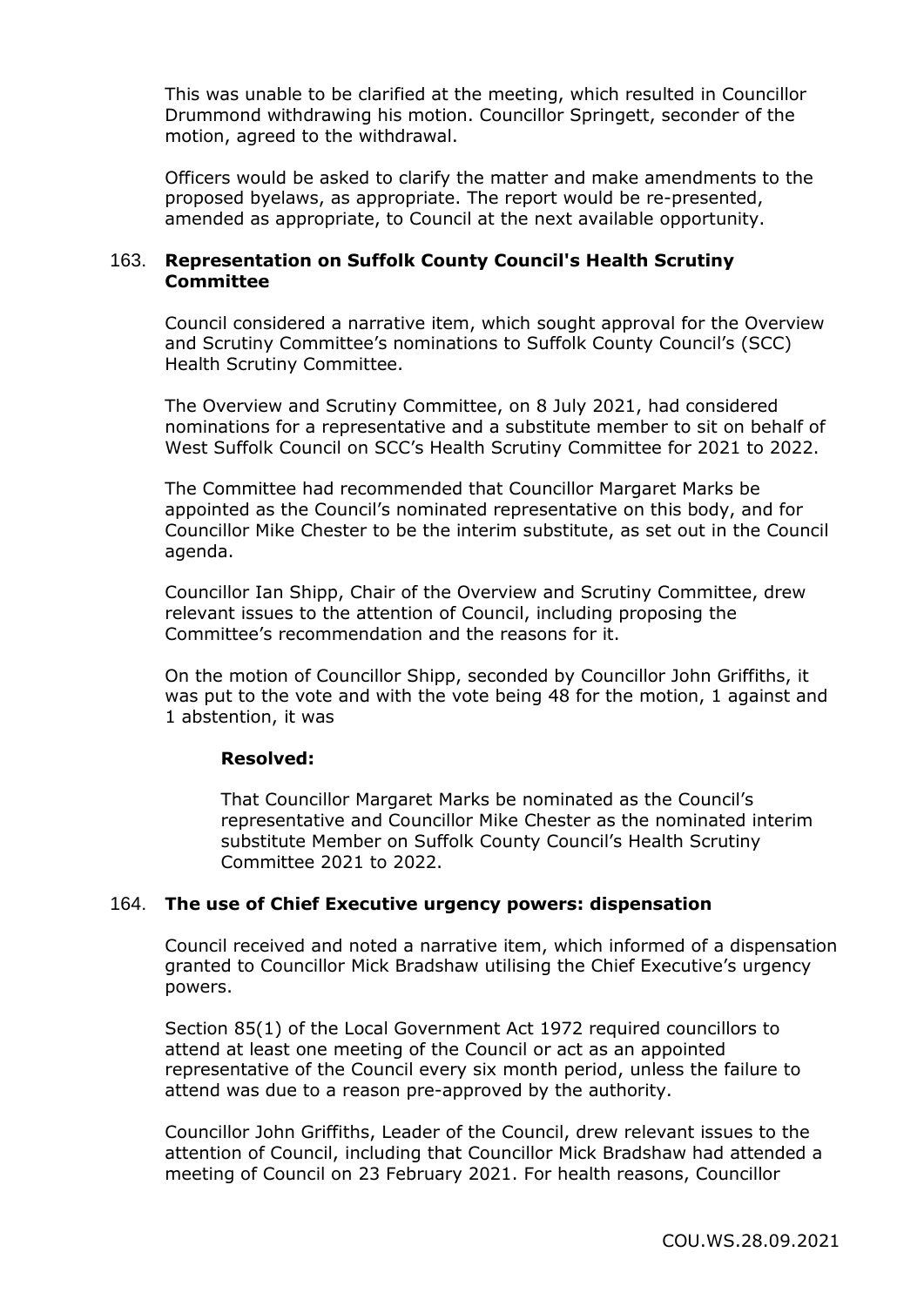This was unable to be clarified at the meeting, which resulted in Councillor Drummond withdrawing his motion. Councillor Springett, seconder of the motion, agreed to the withdrawal.

Officers would be asked to clarify the matter and make amendments to the proposed byelaws, as appropriate. The report would be re-presented, amended as appropriate, to Council at the next available opportunity.

## 163. Representation on Suffolk County Council's Health Scrutiny Committee

Council considered a narrative item, which sought approval for the Overview and Scrutiny Committee's nominations to Suffolk County Council's (SCC) Health Scrutiny Committee.

The Overview and Scrutiny Committee, on 8 July 2021, had considered nominations for a representative and a substitute member to sit on behalf of West Suffolk Council on SCC's Health Scrutiny Committee for 2021 to 2022.

The Committee had recommended that Councillor Margaret Marks be appointed as the Council's nominated representative on this body, and for Councillor Mike Chester to be the interim substitute, as set out in the Council agenda.

Councillor Ian Shipp, Chair of the Overview and Scrutiny Committee, drew relevant issues to the attention of Council, including proposing the Committee's recommendation and the reasons for it.

On the motion of Councillor Shipp, seconded by Councillor John Griffiths, it was put to the vote and with the vote being 48 for the motion, 1 against and 1 abstention, it was

**Resolved:**

That Councillor Margaret Marks be nominated as the Council's representative and Councillor Mike Chester as the nominated interim substitute Member on Suffolk County Council's Health Scrutiny Committee 2021 to 2022.

## 164. The use of Chief Executive urgency powers: dispensation

Council received and noted a narrative item, which informed of a dispensation granted to Councillor Mick Bradshaw utilising the Chief Executive's urgency powers.

Section 85(1) of the Local Government Act 1972 required councillors to attend at least one meeting of the Council or act as an appointed representative of the Council every six month period, unless the failure to attend was due to a reason pre-approved by the authority.

Councillor John Griffiths, Leader of the Council, drew relevant issues to the attention of Council, including that Councillor Mick Bradshaw had attended a meeting of Council on 23 February 2021. For health reasons, Councillor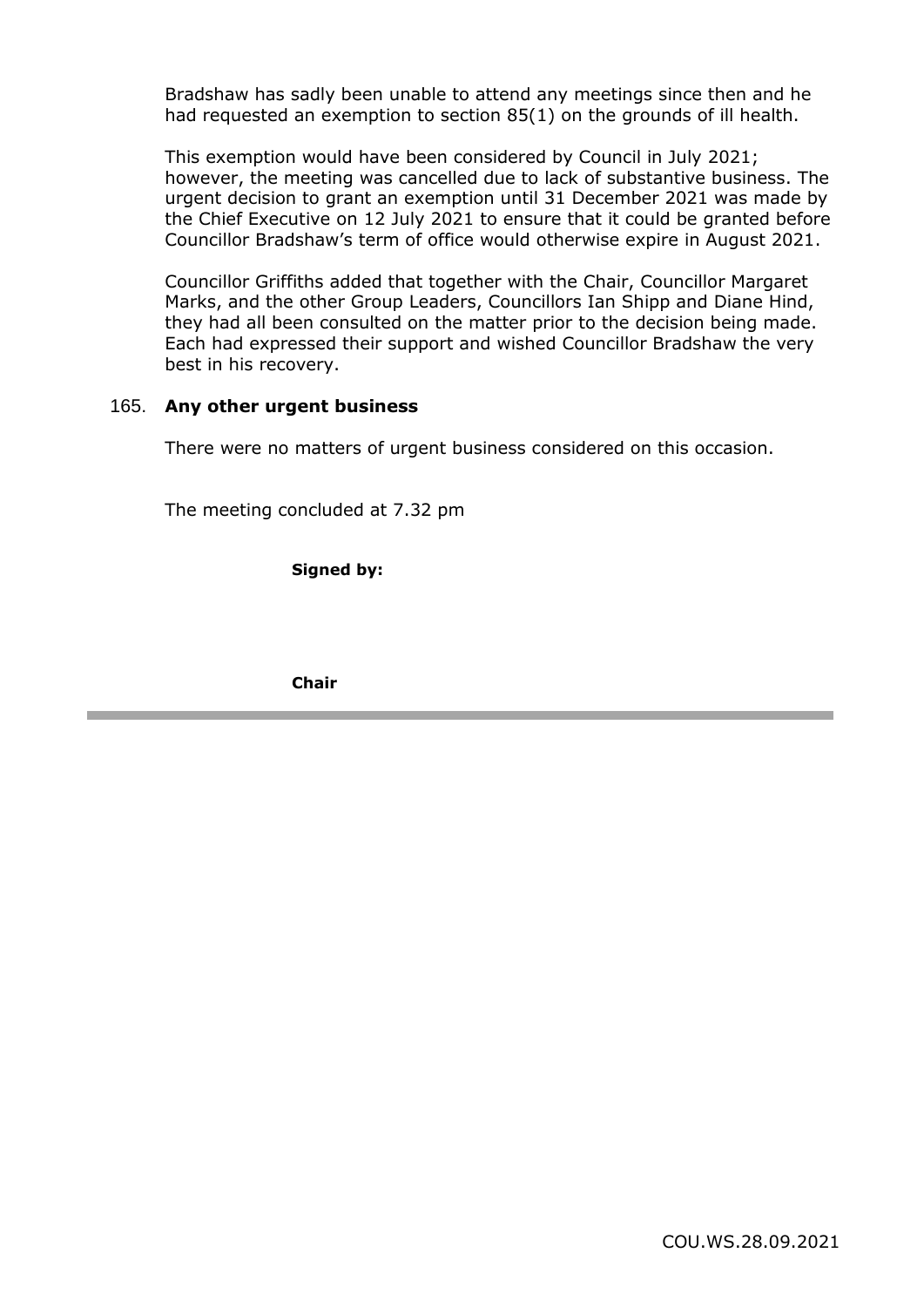Bradshaw has sadly been unable to attend any meetings since then and he had requested an exemption to section 85(1) on the grounds of ill health.

This exemption would have been considered by Council in July 2021; however, the meeting was cancelled due to lack of substantive business. The urgent decision to grant an exemption until 31 December 2021 was made by the Chief Executive on 12 July 2021 to ensure that it could be granted before Councillor Bradshaw's term of office would otherwise expire in August 2021.

Councillor Griffiths added that together with the Chair, Councillor Margaret Marks, and the other Group Leaders, Councillors Ian Shipp and Diane Hind, they had all been consulted on the matter prior to the decision being made. Each had expressed their support and wished Councillor Bradshaw the very best in his recovery.

## 165. Any other urgent business

There were no matters of urgent business considered on this occasion.

The meeting concluded at 7.32 pm

**Signed by:**

**Chair**

COU.WS.28.09.2021